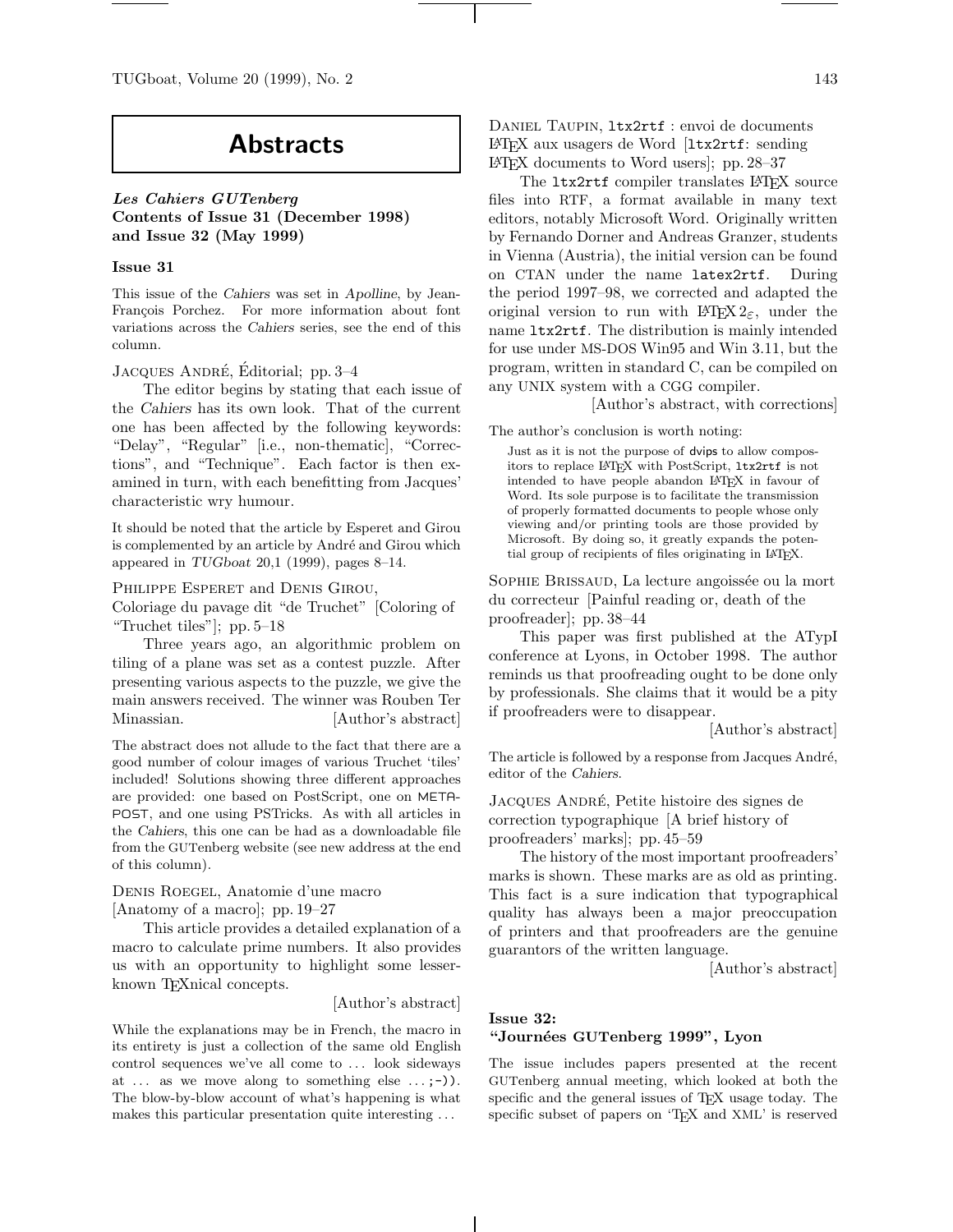# Abstracts

## *Les Cahiers GUTenberg*
**Contents of Issue 31 (December 1998) and Issue 32 (May 1999)**

### Issue 31

This issue of the *Cahiers* was set in *Apolline*, by Jean-François Porchez. For more information about font variations across the *Cahiers* series, see the end of this column.

Jacques André, Éditorial; pp. 3–4

The editor begins by stating that each issue of the *Cahiers* has its own look. That of the current one has been affected by the following keywords: "Delay", "Regular" [i.e., non-thematic], "Corrections", and "Technique". Each factor is then examined in turn, with each benefitting from Jacques' characteristic wry humour.

It should be noted that the article by Esperet and Girou is complemented by an article by André and Girou which appeared in *TUGboat* 20,1 (1999), pages 8–14.

Philippe Esperet and Denis Girou, Coloriage du pavage dit "de Truchet" [Coloring of "Truchet tiles"]; pp. 5–18

Three years ago, an algorithmic problem on tiling of a plane was set as a contest puzzle. After presenting various aspects to the puzzle, we give the main answers received. The winner was Rouben Ter Minassian. [Author's abstract]

The abstract does not allude to the fact that there are a good number of colour images of various Truchet 'tiles' included! Solutions showing three different approaches are provided: one based on PostScript, one on METAPOST, and one using PSTricks. As with all articles in the *Cahiers*, this one can be had as a downloadable file from the GUTenberg website (see new address at the end of this column).

Denis Roegel, Anatomie d'une macro [Anatomy of a macro]; pp. 19–27

This article provides a detailed explanation of a macro to calculate prime numbers. It also provides us with an opportunity to highlight some lesser-known TeXnical concepts.

[Author's abstract]

While the explanations may be in French, the macro in its entirety is just a collection of the same old English control sequences we've all come to ... look sideways at ... as we move along to something else ... ;-)). The blow-by-blow account of what's happening is what makes this particular presentation quite interesting ...

Daniel Taupin, `ltx2rtf` : envoi de documents LaTeX aux usagers de Word [`ltx2rtf`: sending LaTeX documents to Word users]; pp. 28–37

The `ltx2rtf` compiler translates LaTeX source files into RTF, a format available in many text editors, notably Microsoft Word. Originally written by Fernando Dorner and Andreas Granzer, students in Vienna (Austria), the initial version can be found on CTAN under the name `latex2rtf`. During the period 1997–98, we corrected and adapted the original version to run with LaTeX $2_\varepsilon$, under the name `ltx2rtf`. The distribution is mainly intended for use under MS-DOS Win95 and Win 3.11, but the program, written in standard C, can be compiled on any UNIX system with a CGG compiler.

[Author's abstract, with corrections]

The author's conclusion is worth noting:

> Just as it is not the purpose of dvips to allow compositors to replace LaTeX with PostScript, `ltx2rtf` is not intended to have people abandon LaTeX in favour of Word. Its sole purpose is to facilitate the transmission of properly formatted documents to people whose only viewing and/or printing tools are those provided by Microsoft. By doing so, it greatly expands the potential group of recipients of files originating in LaTeX.

Sophie Brissaud, La lecture angoissée ou la mort du correcteur [Painful reading or, death of the proofreader]; pp. 38–44

This paper was first published at the ATypI conference at Lyons, in October 1998. The author reminds us that proofreading ought to be done only by professionals. She claims that it would be a pity if proofreaders were to disappear.

[Author's abstract]

The article is followed by a response from Jacques André, editor of the *Cahiers*.

Jacques André, Petite histoire des signes de correction typographique [A brief history of proofreaders' marks]; pp. 45–59

The history of the most important proofreaders' marks is shown. These marks are as old as printing. This fact is a sure indication that typographical quality has always been a major preoccupation of printers and that proofreaders are the genuine guarantors of the written language.

[Author's abstract]

### Issue 32: "Journées GUTenberg 1999", Lyon

The issue includes papers presented at the recent GUTenberg annual meeting, which looked at both the specific and the general issues of TeX usage today. The specific subset of papers on 'TeX and XML' is reserved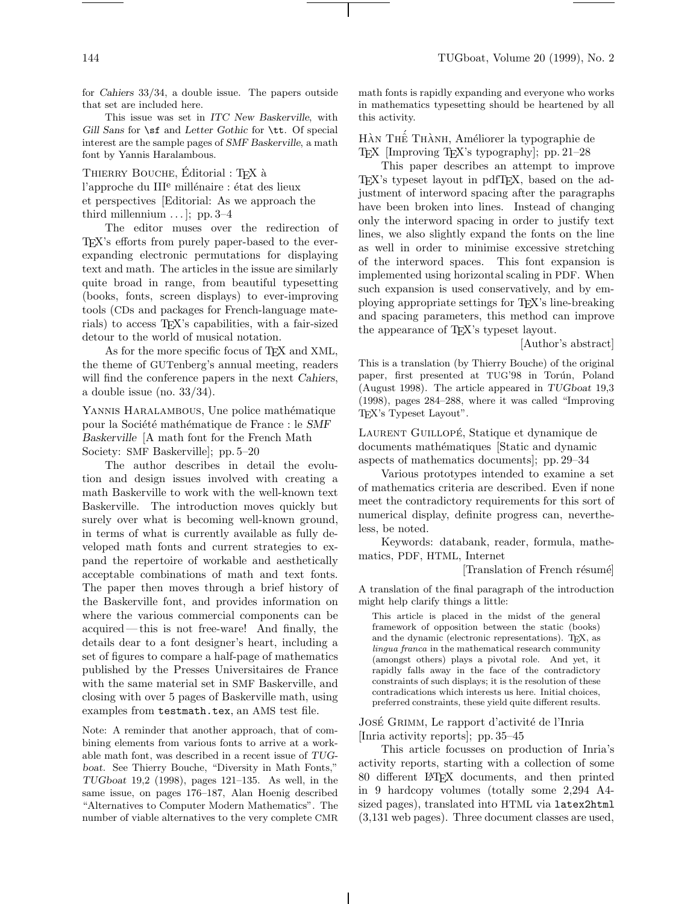for *Cahiers* 33/34, a double issue. The papers outside that set are included here.

This issue was set in *ITC New Baskerville*, with *Gill Sans* for `\sf` and *Letter Gothic* for `\tt`. Of special interest are the sample pages of *SMF Baskerville*, a math font by Yannis Haralambous.

THIERRY BOUCHE, Éditorial : TEX à l'approche du III$^{e}$ millénaire : état des lieux et perspectives [Editorial: As we approach the third millennium ...]; pp. 3–4

The editor muses over the redirection of TEX's efforts from purely paper-based to the ever-expanding electronic permutations for displaying text and math. The articles in the issue are similarly quite broad in range, from beautiful typesetting (books, fonts, screen displays) to ever-improving tools (CDs and packages for French-language materials) to access TEX's capabilities, with a fair-sized detour to the world of musical notation.

As for the more specific focus of TEX and XML, the theme of GUTenberg's annual meeting, readers will find the conference papers in the next *Cahiers*, a double issue (no. 33/34).

YANNIS HARALAMBOUS, Une police mathématique pour la Société mathématique de France : le *SMF Baskerville* [A math font for the French Math Society: SMF Baskerville]; pp. 5–20

The author describes in detail the evolution and design issues involved with creating a math Baskerville to work with the well-known text Baskerville. The introduction moves quickly but surely over what is becoming well-known ground, in terms of what is currently available as fully developed math fonts and current strategies to expand the repertoire of workable and aesthetically acceptable combinations of math and text fonts. The paper then moves through a brief history of the Baskerville font, and provides information on where the various commercial components can be acquired — this is not free-ware! And finally, the details dear to a font designer's heart, including a set of figures to compare a half-page of mathematics published by the Presses Universitaires de France with the same material set in SMF Baskerville, and closing with over 5 pages of Baskerville math, using examples from `testmath.tex`, an AMS test file.

Note: A reminder that another approach, that of combining elements from various fonts to arrive at a workable math font, was described in a recent issue of *TUGboat*. See Thierry Bouche, "Diversity in Math Fonts," *TUGboat* 19,2 (1998), pages 121–135. As well, in the same issue, on pages 176–187, Alan Hoenig described "Alternatives to Computer Modern Mathematics". The number of viable alternatives to the very complete CMR math fonts is rapidly expanding and everyone who works in mathematics typesetting should be heartened by all this activity.

HÀN THẾ THÀNH, Améliorer la typographie de TEX [Improving TEX's typography]; pp. 21–28

This paper describes an attempt to improve TEX's typeset layout in pdfTEX, based on the adjustment of interword spacing after the paragraphs have been broken into lines. Instead of changing only the interword spacing in order to justify text lines, we also slightly expand the fonts on the line as well in order to minimise excessive stretching of the interword spaces. This font expansion is implemented using horizontal scaling in PDF. When such expansion is used conservatively, and by employing appropriate settings for TEX's line-breaking and spacing parameters, this method can improve the appearance of TEX's typeset layout.

[Author's abstract]

This is a translation (by Thierry Bouche) of the original paper, first presented at TUG'98 in Toruń, Poland (August 1998). The article appeared in *TUGboat* 19,3 (1998), pages 284–288, where it was called "Improving TEX's Typeset Layout".

LAURENT GUILLOPÉ, Statique et dynamique de documents mathématiques [Static and dynamic aspects of mathematics documents]; pp. 29–34

Various prototypes intended to examine a set of mathematics criteria are described. Even if none meet the contradictory requirements for this sort of numerical display, definite progress can, nevertheless, be noted.

Keywords: databank, reader, formula, mathematics, PDF, HTML, Internet

[Translation of French résumé]

A translation of the final paragraph of the introduction might help clarify things a little:

> This article is placed in the midst of the general framework of opposition between the static (books) and the dynamic (electronic representations). TEX, as *lingua franca* in the mathematical research community (amongst others) plays a pivotal role. And yet, it rapidly falls away in the face of the contradictory constraints of such displays; it is the resolution of these contradications which interests us here. Initial choices, preferred constraints, these yield quite different results.

JOSÉ GRIMM, Le rapport d'activité de l'Inria [Inria activity reports]; pp. 35–45

This article focusses on production of Inria's activity reports, starting with a collection of some 80 different LATEX documents, and then printed in 9 hardcopy volumes (totally some 2,294 A4-sized pages), translated into HTML via `latex2html` (3,131 web pages). Three document classes are used,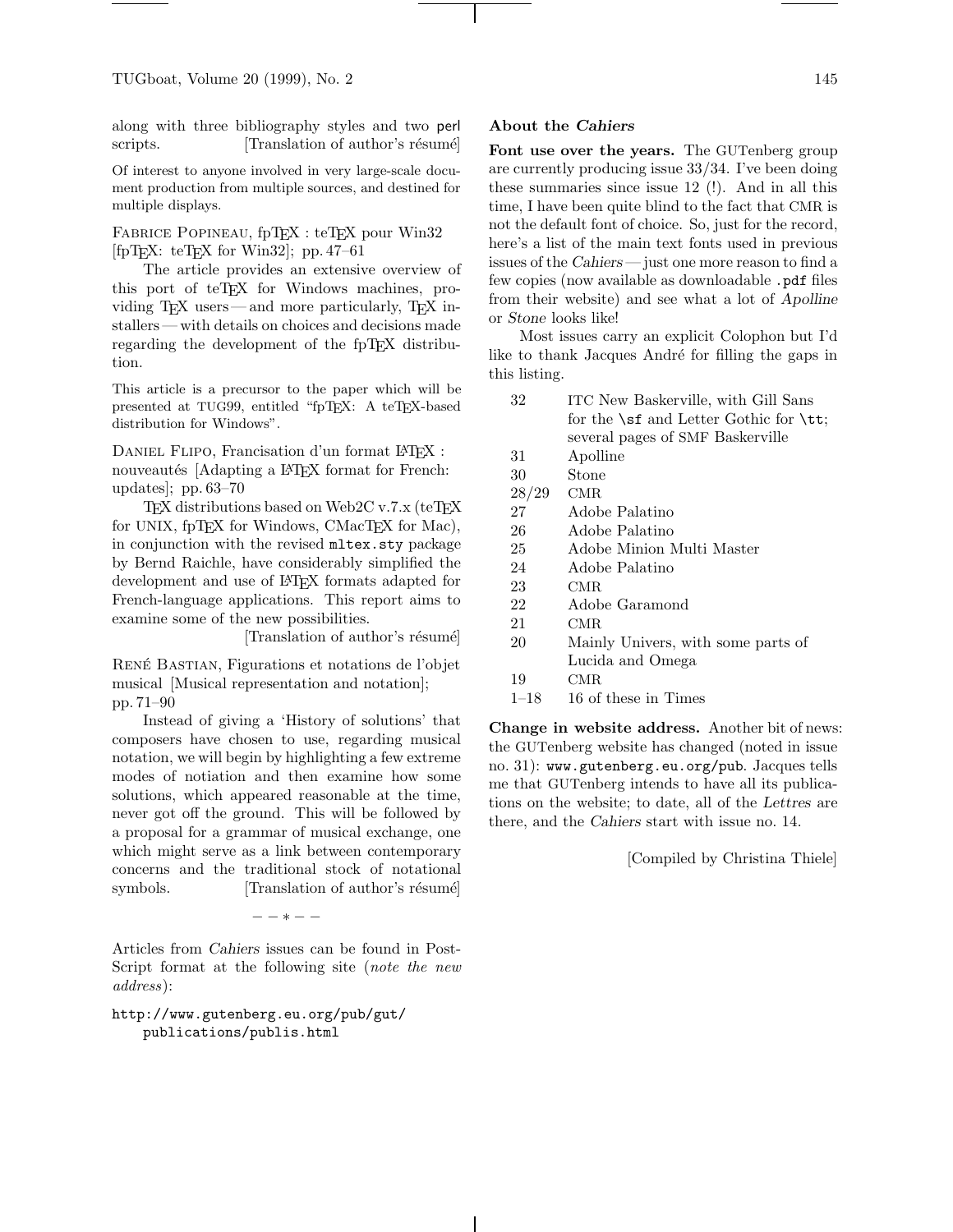along with three bibliography styles and two perl scripts. [Translation of author's résumé]

Of interest to anyone involved in very large-scale document production from multiple sources, and destined for multiple displays.

FABRICE POPINEAU, fpTEX : teTEX pour Win32 [fpTEX: teTEX for Win32]; pp. 47–61

The article provides an extensive overview of this port of teTEX for Windows machines, providing TEX users — and more particularly, TEX installers — with details on choices and decisions made regarding the development of the fpTEX distribution.

This article is a precursor to the paper which will be presented at TUG99, entitled "fpTEX: A teTEX-based distribution for Windows".

DANIEL FLIPO, Francisation d'un format LATEX : nouveautés [Adapting a LATEX format for French: updates]; pp. 63–70

TEX distributions based on Web2C v.7.x (teTEX for UNIX, fpTEX for Windows, CMacTEX for Mac), in conjunction with the revised `mltex.sty` package by Bernd Raichle, have considerably simplified the development and use of LATEX formats adapted for French-language applications. This report aims to examine some of the new possibilities. [Translation of author's résumé]

RENÉ BASTIAN, Figurations et notations de l'objet musical [Musical representation and notation]; pp. 71–90

Instead of giving a 'History of solutions' that composers have chosen to use, regarding musical notation, we will begin by highlighting a few extreme modes of notiation and then examine how some solutions, which appeared reasonable at the time, never got off the ground. This will be followed by a proposal for a grammar of musical exchange, one which might serve as a link between contemporary concerns and the traditional stock of notational symbols. [Translation of author's résumé]

– – ∗ – –

Articles from *Cahiers* issues can be found in PostScript format at the following site (*note the new address*):

`http://www.gutenberg.eu.org/pub/gut/publications/publis.html`

### About the *Cahiers*

**Font use over the years.** The GUTenberg group are currently producing issue 33/34. I've been doing these summaries since issue 12 (!). And in all this time, I have been quite blind to the fact that CMR is not the default font of choice. So, just for the record, here's a list of the main text fonts used in previous issues of the *Cahiers* — just one more reason to find a few copies (now available as downloadable `.pdf` files from their website) and see what a lot of *Apolline* or *Stone* looks like!

Most issues carry an explicit Colophon but I'd like to thank Jacques André for filling the gaps in this listing.

| | |
|---|---|
| 32 | ITC New Baskerville, with Gill Sans for the `\sf` and Letter Gothic for `\tt`; several pages of SMF Baskerville |
| 31 | Apolline |
| 30 | Stone |
| 28/29 | CMR |
| 27 | Adobe Palatino |
| 26 | Adobe Palatino |
| 25 | Adobe Minion Multi Master |
| 24 | Adobe Palatino |
| 23 | CMR |
| 22 | Adobe Garamond |
| 21 | CMR |
| 20 | Mainly Univers, with some parts of Lucida and Omega |
| 19 | CMR |
| 1–18 | 16 of these in Times |

**Change in website address.** Another bit of news: the GUTenberg website has changed (noted in issue no. 31): `www.gutenberg.eu.org/pub`. Jacques tells me that GUTenberg intends to have all its publications on the website; to date, all of the *Lettres* are there, and the *Cahiers* start with issue no. 14.

[Compiled by Christina Thiele]